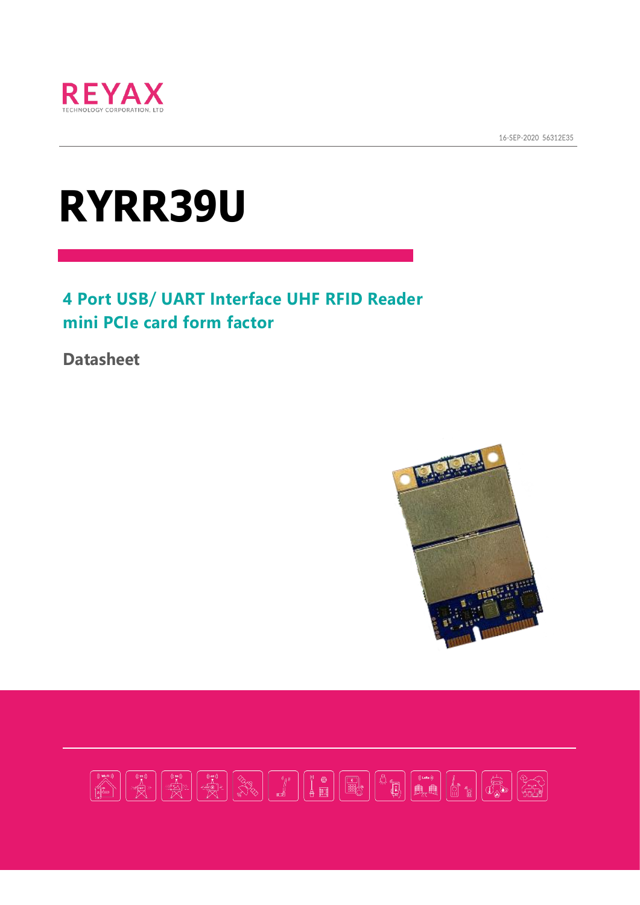REYAX
TECHNOLOGY CORPORATION, LTD

16-SEP-2020 56312E35

# RYRR39U

## 4 Port USB/ UART Interface UHF RFID Reader mini PCIe card form factor

**Datasheet**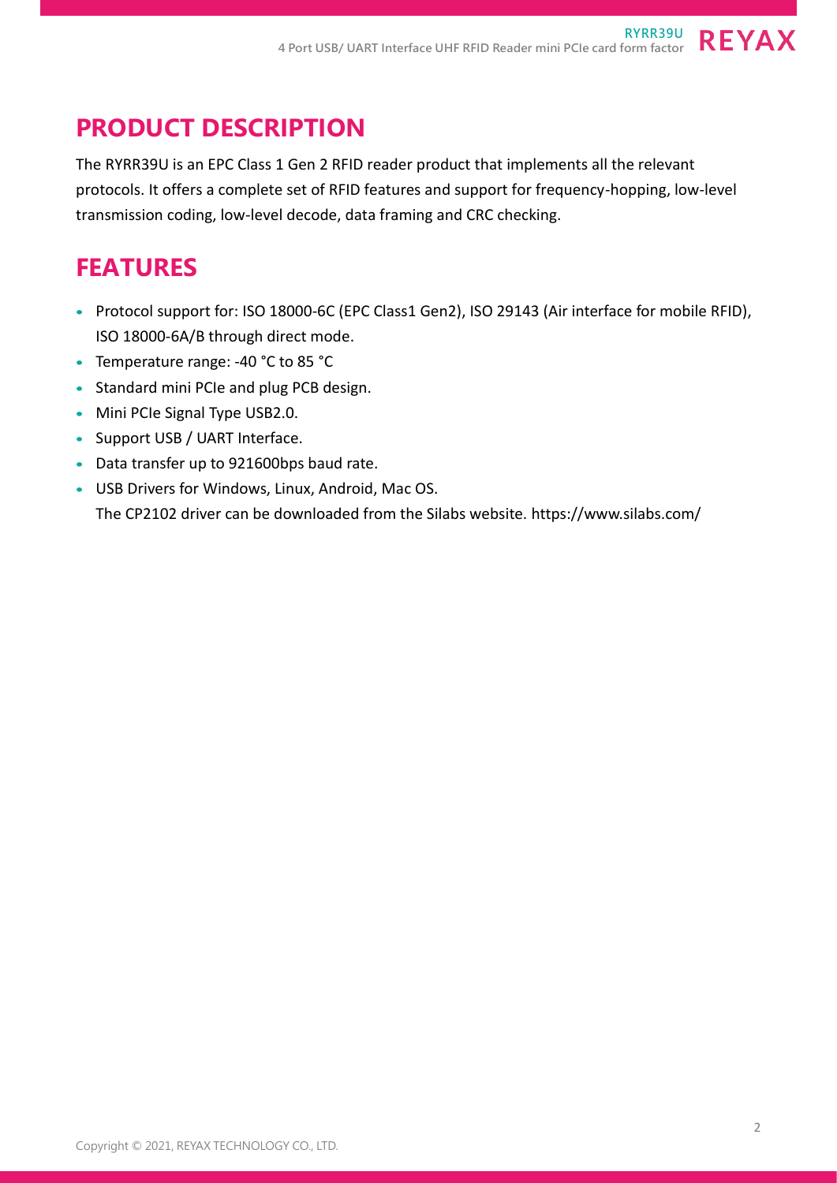## PRODUCT DESCRIPTION

The RYRR39U is an EPC Class 1 Gen 2 RFID reader product that implements all the relevant protocols. It offers a complete set of RFID features and support for frequency-hopping, low-level transmission coding, low-level decode, data framing and CRC checking.

## FEATURES

- Protocol support for: ISO 18000-6C (EPC Class1 Gen2), ISO 29143 (Air interface for mobile RFID), ISO 18000-6A/B through direct mode.
- Temperature range: -40 °C to 85 °C
- Standard mini PCIe and plug PCB design.
- Mini PCIe Signal Type USB2.0.
- Support USB / UART Interface.
- Data transfer up to 921600bps baud rate.
- USB Drivers for Windows, Linux, Android, Mac OS.
  The CP2102 driver can be downloaded from the Silabs website. https://www.silabs.com/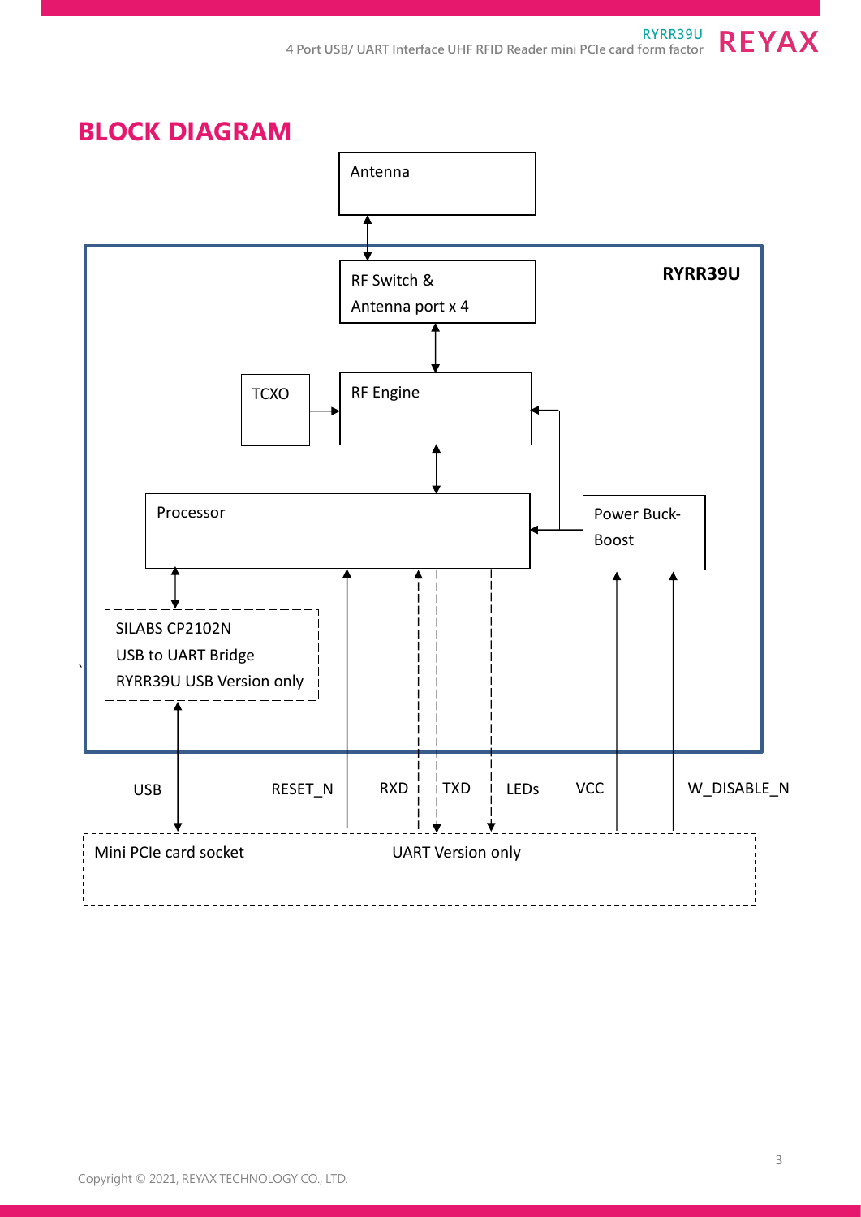# BLOCK DIAGRAM

Antenna

RYRR39U

RF Switch &
Antenna port x 4

TCXO

RF Engine

Processor

Power Buck-Boost

SILABS CP2102N
USB to UART Bridge
RYRR39U USB Version only

USB | RESET_N | RXD | TXD | LEDs | VCC | W_DISABLE_N

Mini PCIe card socket

UART Version only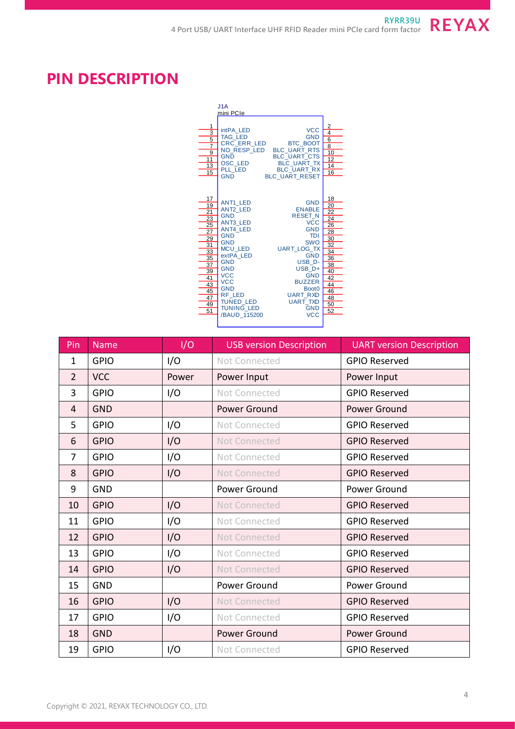# PIN DESCRIPTION

J1A
mini PCIe

| Pin | Name | Name | Pin |
|---|---|---|---|
| 1 | intPA_LED | VCC | 2 |
| 3 | TAG_LED | GND | 4 |
| 5 | CRC_ERR_LED | BTC_BOOT | 6 |
| 7 | NO_RESP_LED | BLC_UART_RTS | 8 |
| 9 | GND | BLC_UART_CTS | 10 |
| 11 | OSC_LED | BLC_UART_TX | 12 |
| 13 | PLL_LED | BLC_UART_RX | 14 |
| 15 | GND | BLC_UART_RESET | 16 |
| 17 | ANT1_LED | GND | 18 |
| 19 | ANT2_LED | ENABLE | 20 |
| 21 | GND | RESET_N | 22 |
| 23 | ANT3_LED | VCC | 24 |
| 25 | ANT4_LED | GND | 26 |
| 27 | GND | TDI | 28 |
| 29 | GND | SWO | 30 |
| 31 | MCU_LED | UART_LOG_TX | 32 |
| 33 | extPA_LED | GND | 34 |
| 35 | GND | USB_D- | 36 |
| 37 | GND | USB_D+ | 38 |
| 39 | VCC | GND | 40 |
| 41 | VCC | BUZZER | 42 |
| 43 | GND | Boot0 | 44 |
| 45 | RF_LED | UART_RXD | 46 |
| 47 | TUNED_LED | UART_TXD | 48 |
| 49 | TUNING_LED | GND | 50 |
| 51 | /BAUD_115200 | VCC | 52 |

| Pin | Name | I/O | USB version Description | UART version Description |
|---|---|---|---|---|
| 1 | GPIO | I/O | Not Connected | GPIO Reserved |
| 2 | VCC | Power | Power Input | Power Input |
| 3 | GPIO | I/O | Not Connected | GPIO Reserved |
| 4 | GND | | Power Ground | Power Ground |
| 5 | GPIO | I/O | Not Connected | GPIO Reserved |
| 6 | GPIO | I/O | Not Connected | GPIO Reserved |
| 7 | GPIO | I/O | Not Connected | GPIO Reserved |
| 8 | GPIO | I/O | Not Connected | GPIO Reserved |
| 9 | GND | | Power Ground | Power Ground |
| 10 | GPIO | I/O | Not Connected | GPIO Reserved |
| 11 | GPIO | I/O | Not Connected | GPIO Reserved |
| 12 | GPIO | I/O | Not Connected | GPIO Reserved |
| 13 | GPIO | I/O | Not Connected | GPIO Reserved |
| 14 | GPIO | I/O | Not Connected | GPIO Reserved |
| 15 | GND | | Power Ground | Power Ground |
| 16 | GPIO | I/O | Not Connected | GPIO Reserved |
| 17 | GPIO | I/O | Not Connected | GPIO Reserved |
| 18 | GND | | Power Ground | Power Ground |
| 19 | GPIO | I/O | Not Connected | GPIO Reserved |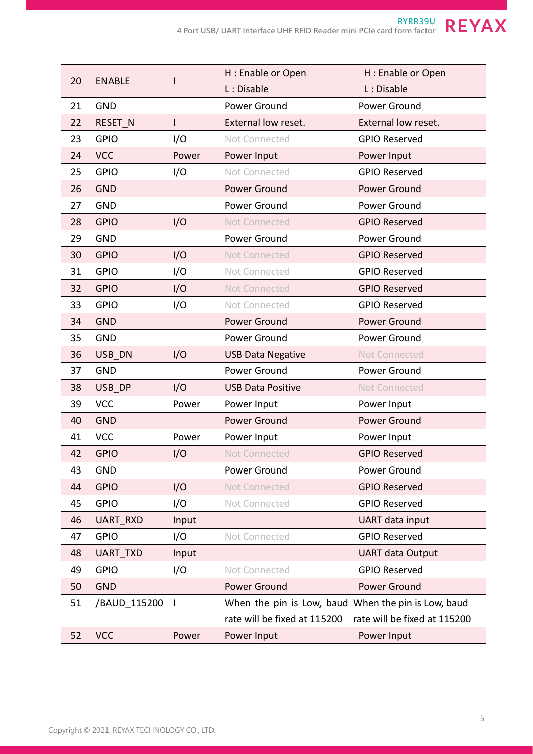| 20 | ENABLE | I | H : Enable or Open<br>L : Disable | H : Enable or Open<br>L : Disable |
|---|---|---|---|---|
| 21 | GND | | Power Ground | Power Ground |
| 22 | RESET_N | I | External low reset. | External low reset. |
| 23 | GPIO | I/O | Not Connected | GPIO Reserved |
| 24 | VCC | Power | Power Input | Power Input |
| 25 | GPIO | I/O | Not Connected | GPIO Reserved |
| 26 | GND | | Power Ground | Power Ground |
| 27 | GND | | Power Ground | Power Ground |
| 28 | GPIO | I/O | Not Connected | GPIO Reserved |
| 29 | GND | | Power Ground | Power Ground |
| 30 | GPIO | I/O | Not Connected | GPIO Reserved |
| 31 | GPIO | I/O | Not Connected | GPIO Reserved |
| 32 | GPIO | I/O | Not Connected | GPIO Reserved |
| 33 | GPIO | I/O | Not Connected | GPIO Reserved |
| 34 | GND | | Power Ground | Power Ground |
| 35 | GND | | Power Ground | Power Ground |
| 36 | USB_DN | I/O | USB Data Negative | Not Connected |
| 37 | GND | | Power Ground | Power Ground |
| 38 | USB_DP | I/O | USB Data Positive | Not Connected |
| 39 | VCC | Power | Power Input | Power Input |
| 40 | GND | | Power Ground | Power Ground |
| 41 | VCC | Power | Power Input | Power Input |
| 42 | GPIO | I/O | Not Connected | GPIO Reserved |
| 43 | GND | | Power Ground | Power Ground |
| 44 | GPIO | I/O | Not Connected | GPIO Reserved |
| 45 | GPIO | I/O | Not Connected | GPIO Reserved |
| 46 | UART_RXD | Input | | UART data input |
| 47 | GPIO | I/O | Not Connected | GPIO Reserved |
| 48 | UART_TXD | Input | | UART data Output |
| 49 | GPIO | I/O | Not Connected | GPIO Reserved |
| 50 | GND | | Power Ground | Power Ground |
| 51 | /BAUD_115200 | I | When the pin is Low, baud rate will be fixed at 115200 | When the pin is Low, baud rate will be fixed at 115200 |
| 52 | VCC | Power | Power Input | Power Input |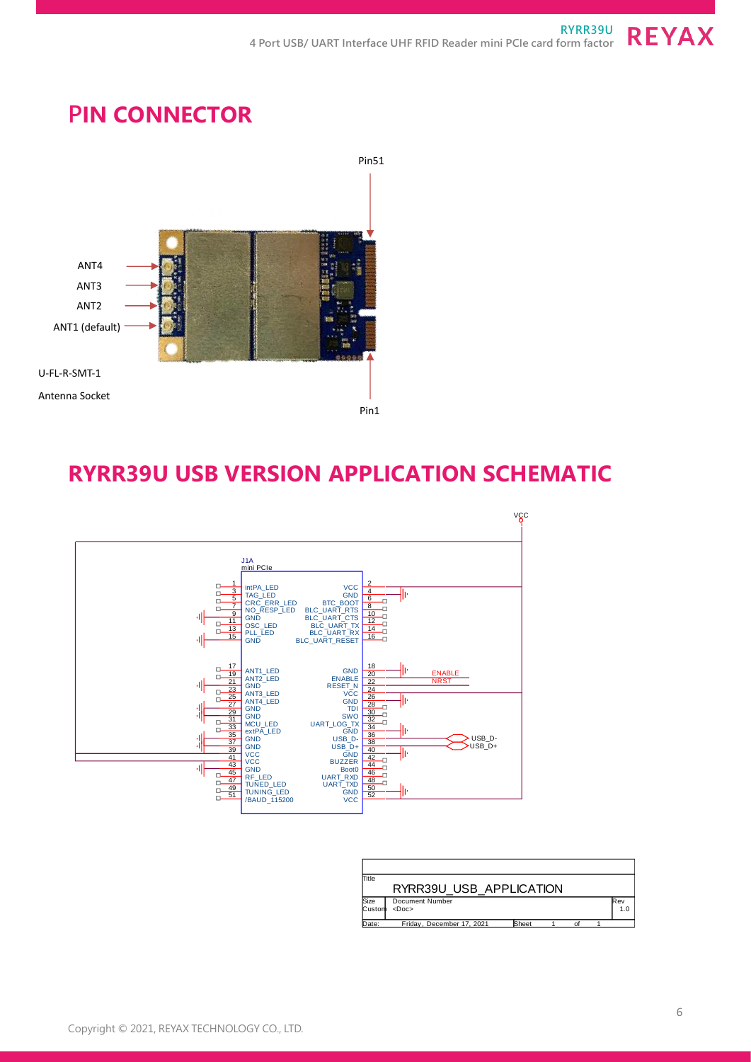# PIN CONNECTOR

Pin51

ANT4

ANT3

ANT2

ANT1 (default)

U-FL-R-SMT-1

Antenna Socket

Pin1

# RYRR39U USB VERSION APPLICATION SCHEMATIC

VCC

J1A
mini PCIe

| Pin | Name | Name | Pin |
|---|---|---|---|
| 1 | intPA_LED | VCC | 2 |
| 3 | TAG_LED | GND | 4 |
| 5 | CRC_ERR_LED | BTC_BOOT | 6 |
| 7 | NO_RESP_LED | BLC_UART_RTS | 8 |
| 9 | GND | BLC_UART_CTS | 10 |
| 11 | OSC_LED | BLC_UART_TX | 12 |
| 13 | PLL_LED | BLC_UART_RX | 14 |
| 15 | GND | BLC_UART_RESET | 16 |
| 17 | ANT1_LED | GND | 18 |
| 19 | ANT2_LED | ENABLE | 20 |
| 21 | GND | RESET_N | 22 |
| 23 | ANT3_LED | VCC | 24 |
| 25 | ANT4_LED | GND | 26 |
| 27 | GND | TDI | 28 |
| 29 | GND | SWO | 30 |
| 31 | MCU_LED | UART_LOG_TX | 32 |
| 33 | extPA_LED | GND | 34 |
| 35 | GND | USB_D- | 36 |
| 37 | GND | USB_D+ | 38 |
| 39 | VCC | GND | 40 |
| 41 | VCC | BUZZER | 42 |
| 43 | GND | Boot0 | 44 |
| 45 | RF_LED | UART_RXD | 46 |
| 47 | TUNED_LED | UART_TXD | 48 |
| 49 | TUNING_LED | GND | 50 |
| 51 | /BAUD_115200 | VCC | 52 |

ENABLE

NRST

USB_D-

USB_D+

| Title | RYRR39U_USB_APPLICATION | | | | |
|---|---|---|---|---|---|
| Size: Custom | Document Number: <Doc> | | | | Rev: 1.0 |
| Date: | Friday, December 17, 2021 | Sheet | 1 | of | 1 |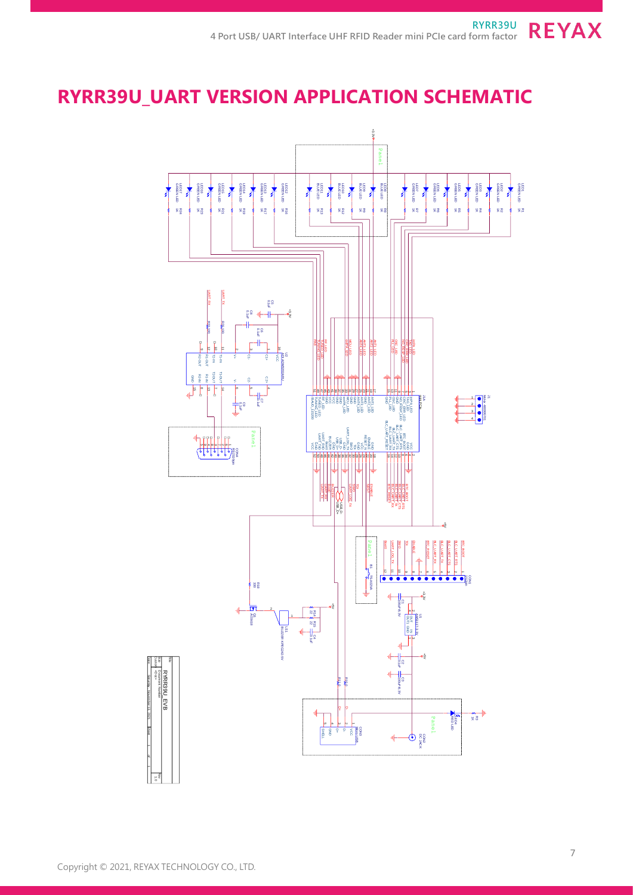# RYRR39U_UART VERSION APPLICATION SCHEMATIC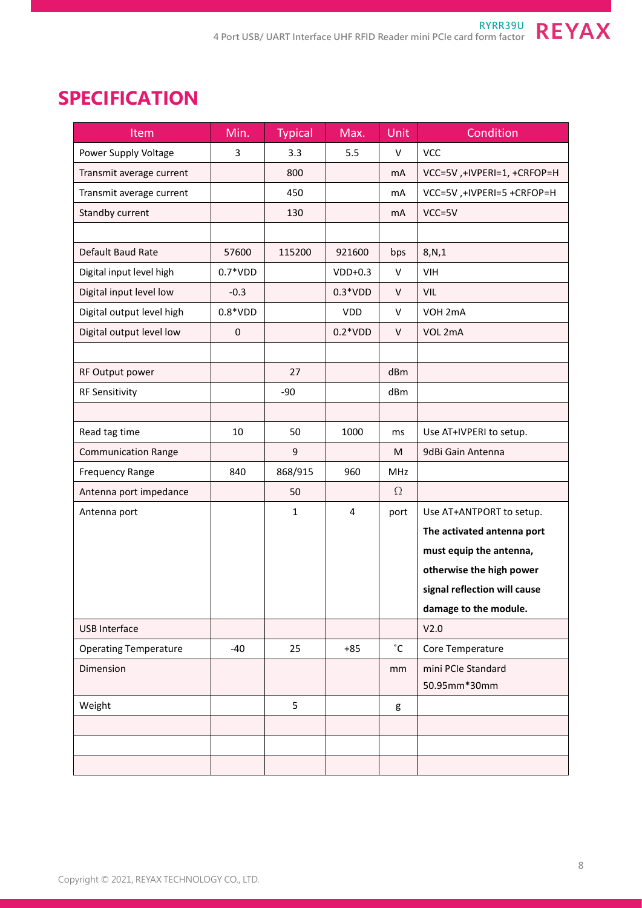# SPECIFICATION

| Item | Min. | Typical | Max. | Unit | Condition |
|---|---|---|---|---|---|
| Power Supply Voltage | 3 | 3.3 | 5.5 | V | VCC |
| Transmit average current | | 800 | | mA | VCC=5V ,+IVPERI=1, +CRFOP=H |
| Transmit average current | | 450 | | mA | VCC=5V ,+IVPERI=5 +CRFOP=H |
| Standby current | | 130 | | mA | VCC=5V |
| | | | | | |
| Default Baud Rate | 57600 | 115200 | 921600 | bps | 8,N,1 |
| Digital input level high | 0.7*VDD | | VDD+0.3 | V | VIH |
| Digital input level low | -0.3 | | 0.3*VDD | V | VIL |
| Digital output level high | 0.8*VDD | | VDD | V | VOH 2mA |
| Digital output level low | 0 | | 0.2*VDD | V | VOL 2mA |
| | | | | | |
| RF Output power | | 27 | | dBm | |
| RF Sensitivity | | -90 | | dBm | |
| | | | | | |
| Read tag time | 10 | 50 | 1000 | ms | Use AT+IVPERI to setup. |
| Communication Range | | 9 | | M | 9dBi Gain Antenna |
| Frequency Range | 840 | 868/915 | 960 | MHz | |
| Antenna port impedance | | 50 | | Ω | |
| Antenna port | | 1 | 4 | port | Use AT+ANTPORT to setup. **The activated antenna port must equip the antenna, otherwise the high power signal reflection will cause damage to the module.** |
| USB Interface | | | | | V2.0 |
| Operating Temperature | -40 | 25 | +85 | ˚C | Core Temperature |
| Dimension | | | | mm | mini PCIe Standard 50.95mm*30mm |
| Weight | | 5 | | g | |
| | | | | | |
| | | | | | |
| | | | | | |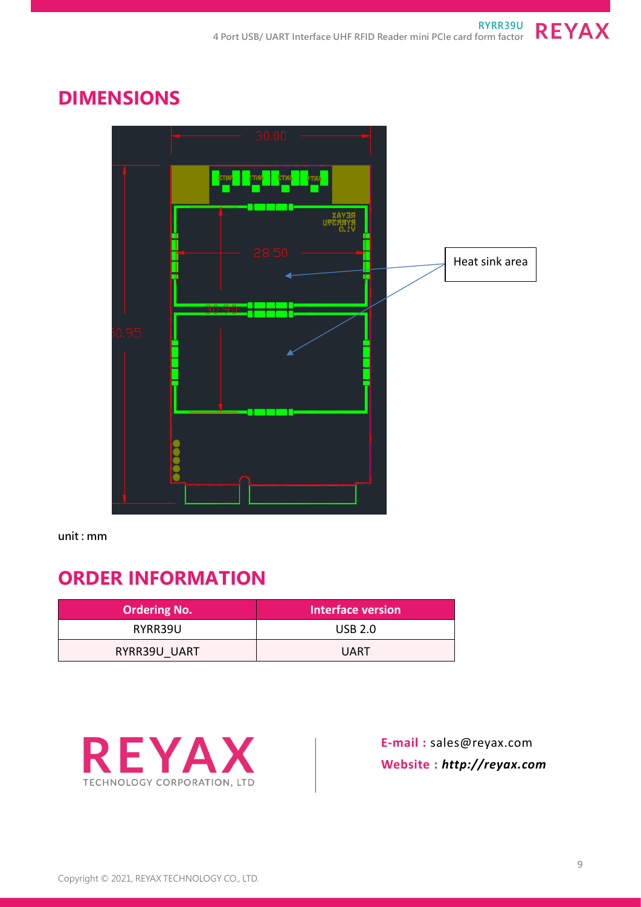## DIMENSIONS

30.00

28.50

30.90

50.95

Heat sink area

unit : mm

## ORDER INFORMATION

| Ordering No. | Interface version |
| --- | --- |
| RYRR39U | USB 2.0 |
| RYRR39U_UART | UART |

REYAX
TECHNOLOGY CORPORATION, LTD

**E-mail :** sales@reyax.com
**Website :** ***http://reyax.com***

Copyright © 2021, REYAX TECHNOLOGY CO., LTD.